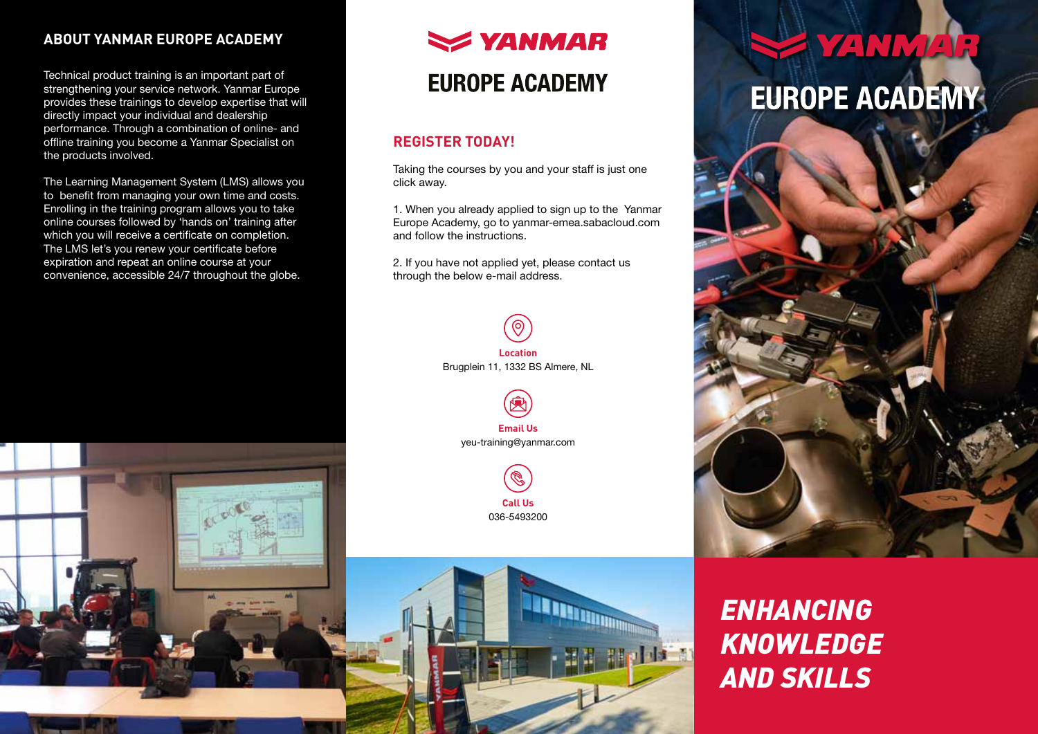## ABOUT YANMAR EUROPE ACADEMY

Technical product training is an important part of strengthening your service network. Yanmar Europe provides these trainings to develop expertise that will directly impact your individual and dealership performance. Through a combination of online- and offline training you become a Yanmar Specialist on the products involved.

The Learning Management System (LMS) allows you to benefit from managing your own time and costs. Enrolling in the training program allows you to take online courses followed by 'hands on' training after which you will receive a certificate on completion. The LMS let's you renew your certificate before expiration and repeat an online course at your convenience, accessible 24/7 throughout the globe.

# YANMAR EUROPE ACADEMY

## REGISTER TODAY!

Taking the courses by you and your staff is just one click away.

1. When you already applied to sign up to the Yanmar Europe Academy, go to yanmar-emea.sabacloud.com and follow the instructions.

2. If you have not applied yet, please contact us through the below e-mail address.

**Location**
Brugplein 11, 1332 BS Almere, NL

**Email Us**
yeu-training@yanmar.com

**Call Us**
036-5493200

# YANMAR EUROPE ACADEMY

***ENHANCING KNOWLEDGE AND SKILLS***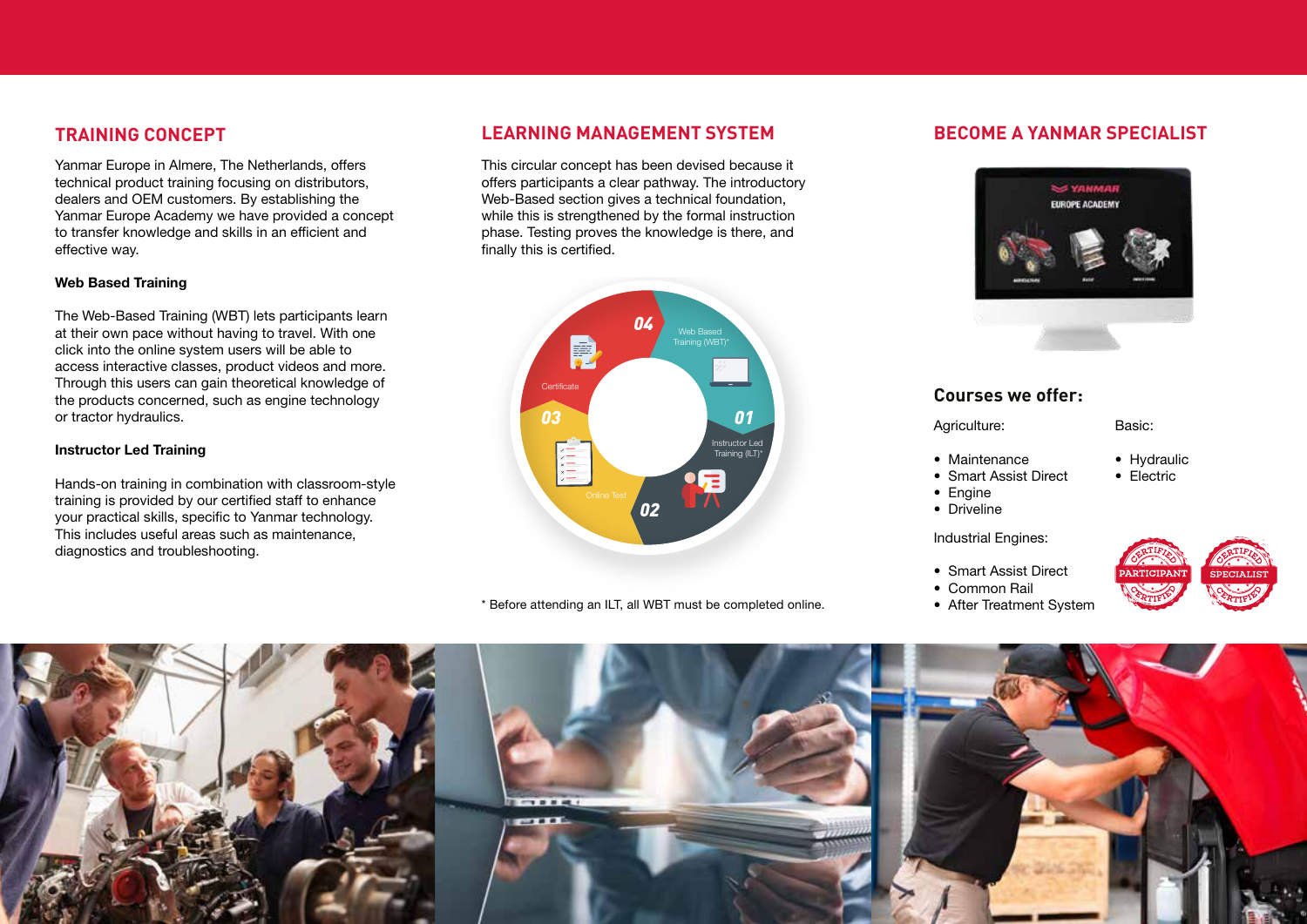## TRAINING CONCEPT

Yanmar Europe in Almere, The Netherlands, offers technical product training focusing on distributors, dealers and OEM customers. By establishing the Yanmar Europe Academy we have provided a concept to transfer knowledge and skills in an efficient and effective way.

**Web Based Training**

The Web-Based Training (WBT) lets participants learn at their own pace without having to travel. With one click into the online system users will be able to access interactive classes, product videos and more. Through this users can gain theoretical knowledge of the products concerned, such as engine technology or tractor hydraulics.

**Instructor Led Training**

Hands-on training in combination with classroom-style training is provided by our certified staff to enhance your practical skills, specific to Yanmar technology. This includes useful areas such as maintenance, diagnostics and troubleshooting.

## LEARNING MANAGEMENT SYSTEM

This circular concept has been devised because it offers participants a clear pathway. The introductory Web-Based section gives a technical foundation, while this is strengthened by the formal instruction phase. Testing proves the knowledge is there, and finally this is certified.

01 Web Based Training (WBT)*

02 Instructor Led Training (ILT)*

03 Online Test

04 Certificate

\* Before attending an ILT, all WBT must be completed online.

## BECOME A YANMAR SPECIALIST

### Courses we offer:

Agriculture:

- Maintenance
- Smart Assist Direct
- Engine
- Driveline

Basic:

- Hydraulic
- Electric

Industrial Engines:

- Smart Assist Direct
- Common Rail
- After Treatment System

CERTIFIED PARTICIPANT CERTIFIED

CERTIFIED SPECIALIST CERTIFIED